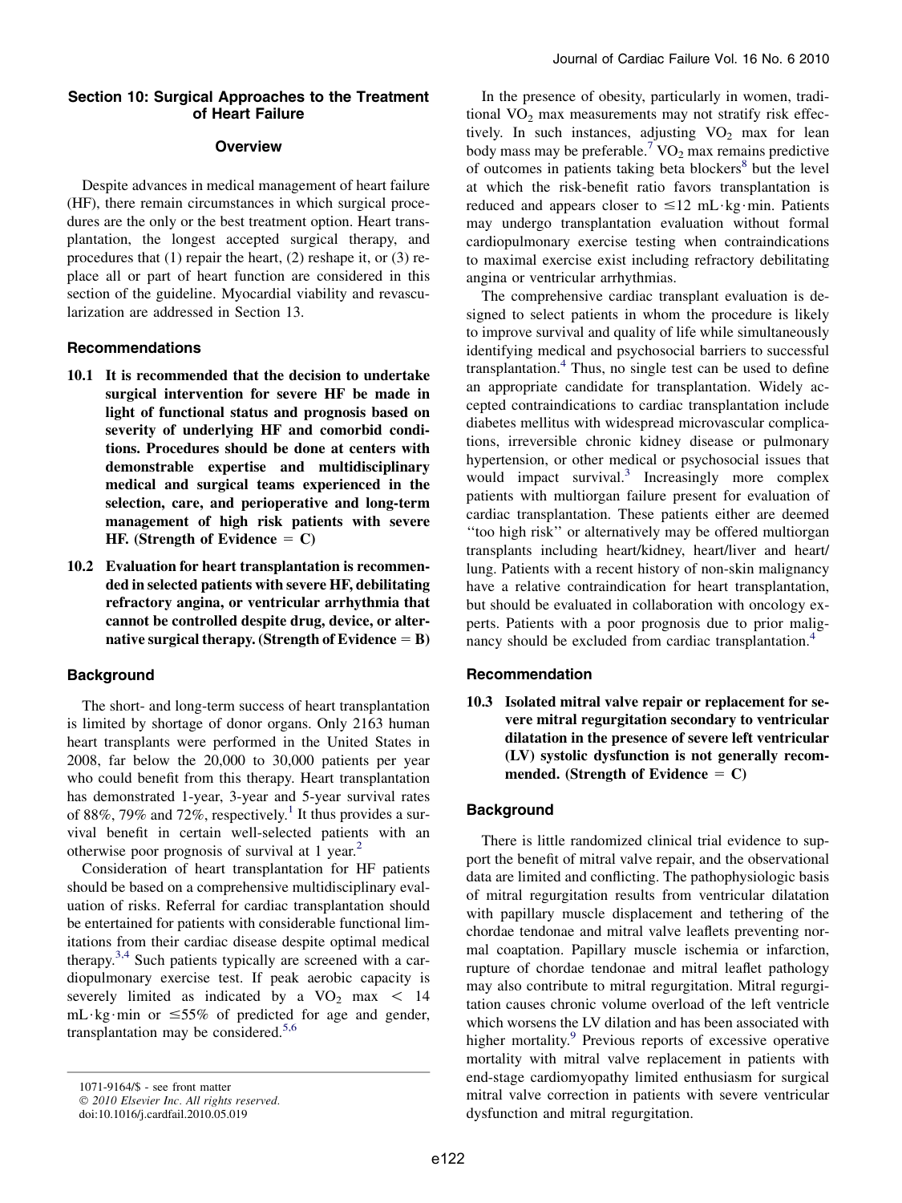## Section 10: Surgical Approaches to the Treatment of Heart Failure

### Overview

Despite advances in medical management of heart failure (HF), there remain circumstances in which surgical procedures are the only or the best treatment option. Heart transplantation, the longest accepted surgical therapy, and procedures that (1) repair the heart, (2) reshape it, or (3) replace all or part of heart function are considered in this section of the guideline. Myocardial viability and revascularization are addressed in Section 13.

### Recommendations

**10.1 It is recommended that the decision to undertake surgical intervention for severe HF be made in light of functional status and prognosis based on severity of underlying HF and comorbid conditions. Procedures should be done at centers with demonstrable expertise and multidisciplinary medical and surgical teams experienced in the selection, care, and perioperative and long-term management of high risk patients with severe HF. (Strength of Evidence = C)**

**10.2 Evaluation for heart transplantation is recommended in selected patients with severe HF, debilitating refractory angina, or ventricular arrhythmia that cannot be controlled despite drug, device, or alternative surgical therapy. (Strength of Evidence = B)**

### Background

The short- and long-term success of heart transplantation is limited by shortage of donor organs. Only 2163 human heart transplants were performed in the United States in 2008, far below the 20,000 to 30,000 patients per year who could benefit from this therapy. Heart transplantation has demonstrated 1-year, 3-year and 5-year survival rates of 88%, 79% and 72%, respectively.[1] It thus provides a survival benefit in certain well-selected patients with an otherwise poor prognosis of survival at 1 year.[2]

Consideration of heart transplantation for HF patients should be based on a comprehensive multidisciplinary evaluation of risks. Referral for cardiac transplantation should be entertained for patients with considerable functional limitations from their cardiac disease despite optimal medical therapy.[3,4] Such patients typically are screened with a cardiopulmonary exercise test. If peak aerobic capacity is severely limited as indicated by a $VO_2$ max $< 14$ mL·kg·min or $\leq 55\%$ of predicted for age and gender, transplantation may be considered.[5,6]

In the presence of obesity, particularly in women, traditional $VO_2$ max measurements may not stratify risk effectively. In such instances, adjusting $VO_2$ max for lean body mass may be preferable.[7] $VO_2$ max remains predictive of outcomes in patients taking beta blockers[8] but the level at which the risk-benefit ratio favors transplantation is reduced and appears closer to $\leq 12$ mL·kg·min. Patients may undergo transplantation evaluation without formal cardiopulmonary exercise testing when contraindications to maximal exercise exist including refractory debilitating angina or ventricular arrhythmias.

The comprehensive cardiac transplant evaluation is designed to select patients in whom the procedure is likely to improve survival and quality of life while simultaneously identifying medical and psychosocial barriers to successful transplantation.[4] Thus, no single test can be used to define an appropriate candidate for transplantation. Widely accepted contraindications to cardiac transplantation include diabetes mellitus with widespread microvascular complications, irreversible chronic kidney disease or pulmonary hypertension, or other medical or psychosocial issues that would impact survival.[3] Increasingly more complex patients with multiorgan failure present for evaluation of cardiac transplantation. These patients either are deemed "too high risk" or alternatively may be offered multiorgan transplants including heart/kidney, heart/liver and heart/lung. Patients with a recent history of non-skin malignancy have a relative contraindication for heart transplantation, but should be evaluated in collaboration with oncology experts. Patients with a poor prognosis due to prior malignancy should be excluded from cardiac transplantation.[4]

### Recommendation

**10.3 Isolated mitral valve repair or replacement for severe mitral regurgitation secondary to ventricular dilatation in the presence of severe left ventricular (LV) systolic dysfunction is not generally recommended. (Strength of Evidence = C)**

### Background

There is little randomized clinical trial evidence to support the benefit of mitral valve repair, and the observational data are limited and conflicting. The pathophysiologic basis of mitral regurgitation results from ventricular dilatation with papillary muscle displacement and tethering of the chordae tendonae and mitral valve leaflets preventing normal coaptation. Papillary muscle ischemia or infarction, rupture of chordae tendonae and mitral leaflet pathology may also contribute to mitral regurgitation. Mitral regurgitation causes chronic volume overload of the left ventricle which worsens the LV dilation and has been associated with higher mortality.[9] Previous reports of excessive operative mortality with mitral valve replacement in patients with end-stage cardiomyopathy limited enthusiasm for surgical mitral valve correction in patients with severe ventricular dysfunction and mitral regurgitation.

1071-9164/$ - see front matter
© 2010 Elsevier Inc. All rights reserved.
doi:10.1016/j.cardfail.2010.05.019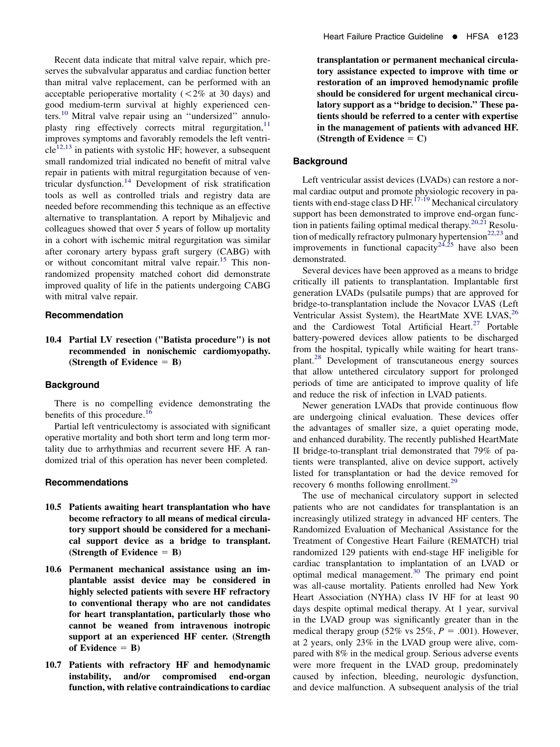Recent data indicate that mitral valve repair, which preserves the subvalvular apparatus and cardiac function better than mitral valve replacement, can be performed with an acceptable perioperative mortality (<2% at 30 days) and good medium-term survival at highly experienced centers.[10] Mitral valve repair using an ''undersized'' annuloplasty ring effectively corrects mitral regurgitation,[11] improves symptoms and favorably remodels the left ventricle[12,13] in patients with systolic HF; however, a subsequent small randomized trial indicated no benefit of mitral valve repair in patients with mitral regurgitation because of ventricular dysfunction.[14] Development of risk stratification tools as well as controlled trials and registry data are needed before recommending this technique as an effective alternative to transplantation. A report by Mihaljevic and colleagues showed that over 5 years of follow up mortality in a cohort with ischemic mitral regurgitation was similar after coronary artery bypass graft surgery (CABG) with or without concomitant mitral valve repair.[15] This nonrandomized propensity matched cohort did demonstrate improved quality of life in the patients undergoing CABG with mitral valve repair.

### Recommendation

**10.4 Partial LV resection ("Batista procedure") is not recommended in nonischemic cardiomyopathy. (Strength of Evidence = B)**

### Background

There is no compelling evidence demonstrating the benefits of this procedure.[16]

Partial left ventriculectomy is associated with significant operative mortality and both short term and long term mortality due to arrhythmias and recurrent severe HF. A randomized trial of this operation has never been completed.

### Recommendations

**10.5 Patients awaiting heart transplantation who have become refractory to all means of medical circulatory support should be considered for a mechanical support device as a bridge to transplant. (Strength of Evidence = B)**

**10.6 Permanent mechanical assistance using an implantable assist device may be considered in highly selected patients with severe HF refractory to conventional therapy who are not candidates for heart transplantation, particularly those who cannot be weaned from intravenous inotropic support at an experienced HF center. (Strength of Evidence = B)**

**10.7 Patients with refractory HF and hemodynamic instability, and/or compromised end-organ function, with relative contraindications to cardiac transplantation or permanent mechanical circulatory assistance expected to improve with time or restoration of an improved hemodynamic profile should be considered for urgent mechanical circulatory support as a ''bridge to decision.'' These patients should be referred to a center with expertise in the management of patients with advanced HF. (Strength of Evidence = C)**

### Background

Left ventricular assist devices (LVADs) can restore a normal cardiac output and promote physiologic recovery in patients with end-stage class D HF.[17-19] Mechanical circulatory support has been demonstrated to improve end-organ function in patients failing optimal medical therapy.[20,21] Resolution of medically refractory pulmonary hypertension[22,23] and improvements in functional capacity[24,25] have also been demonstrated.

Several devices have been approved as a means to bridge critically ill patients to transplantation. Implantable first generation LVADs (pulsatile pumps) that are approved for bridge-to-transplantation include the Novacor LVAS (Left Ventricular Assist System), the HeartMate XVE LVAS,[26] and the Cardiowest Total Artificial Heart.[27] Portable battery-powered devices allow patients to be discharged from the hospital, typically while waiting for heart transplant.[28] Development of transcutaneous energy sources that allow untethered circulatory support for prolonged periods of time are anticipated to improve quality of life and reduce the risk of infection in LVAD patients.

Newer generation LVADs that provide continuous flow are undergoing clinical evaluation. These devices offer the advantages of smaller size, a quiet operating mode, and enhanced durability. The recently published HeartMate II bridge-to-transplant trial demonstrated that 79% of patients were transplanted, alive on device support, actively listed for transplantation or had the device removed for recovery 6 months following enrollment.[29]

The use of mechanical circulatory support in selected patients who are not candidates for transplantation is an increasingly utilized strategy in advanced HF centers. The Randomized Evaluation of Mechanical Assistance for the Treatment of Congestive Heart Failure (REMATCH) trial randomized 129 patients with end-stage HF ineligible for cardiac transplantation to implantation of an LVAD or optimal medical management.[30] The primary end point was all-cause mortality. Patients enrolled had New York Heart Association (NYHA) class IV HF for at least 90 days despite optimal medical therapy. At 1 year, survival in the LVAD group was significantly greater than in the medical therapy group (52% vs 25%, $P = .001$). However, at 2 years, only 23% in the LVAD group were alive, compared with 8% in the medical group. Serious adverse events were more frequent in the LVAD group, predominately caused by infection, bleeding, neurologic dysfunction, and device malfunction. A subsequent analysis of the trial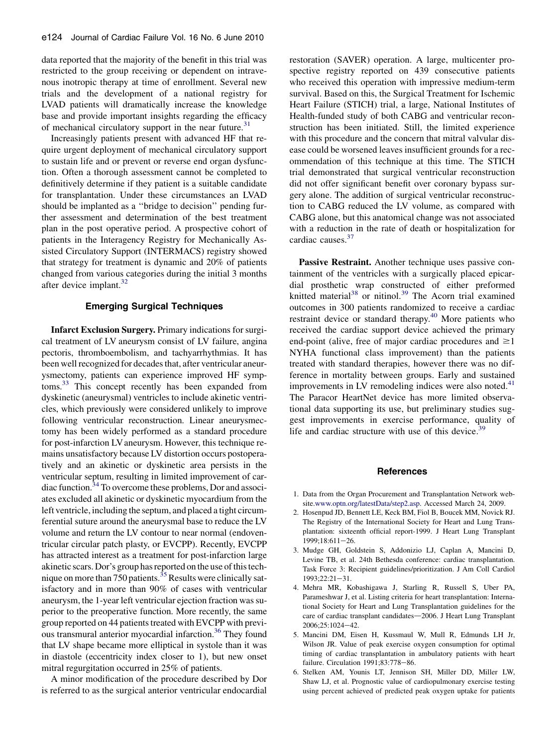data reported that the majority of the benefit in this trial was restricted to the group receiving or dependent on intravenous inotropic therapy at time of enrollment. Several new trials and the development of a national registry for LVAD patients will dramatically increase the knowledge base and provide important insights regarding the efficacy of mechanical circulatory support in the near future.[31]

Increasingly patients present with advanced HF that require urgent deployment of mechanical circulatory support to sustain life and or prevent or reverse end organ dysfunction. Often a thorough assessment cannot be completed to definitively determine if they patient is a suitable candidate for transplantation. Under these circumstances an LVAD should be implanted as a ''bridge to decision'' pending further assessment and determination of the best treatment plan in the post operative period. A prospective cohort of patients in the Interagency Registry for Mechanically Assisted Circulatory Support (INTERMACS) registry showed that strategy for treatment is dynamic and 20% of patients changed from various categories during the initial 3 months after device implant.[32]

## Emerging Surgical Techniques

**Infarct Exclusion Surgery.** Primary indications for surgical treatment of LV aneurysm consist of LV failure, angina pectoris, thromboembolism, and tachyarrhythmias. It has been well recognized for decades that, after ventricular aneurysmectomy, patients can experience improved HF symptoms.[33] This concept recently has been expanded from dyskinetic (aneurysmal) ventricles to include akinetic ventricles, which previously were considered unlikely to improve following ventricular reconstruction. Linear aneurysmectomy has been widely performed as a standard procedure for post-infarction LV aneurysm. However, this technique remains unsatisfactory because LV distortion occurs postoperatively and an akinetic or dyskinetic area persists in the ventricular septum, resulting in limited improvement of cardiac function.[34] To overcome these problems, Dor and associates excluded all akinetic or dyskinetic myocardium from the left ventricle, including the septum, and placed a tight circumferential suture around the aneurysmal base to reduce the LV volume and return the LV contour to near normal (endoventricular circular patch plasty, or EVCPP). Recently, EVCPP has attracted interest as a treatment for post-infarction large akinetic scars. Dor's group has reported on the use of this technique on more than 750 patients.[35] Results were clinically satisfactory and in more than 90% of cases with ventricular aneurysm, the 1-year left ventricular ejection fraction was superior to the preoperative function. More recently, the same group reported on 44 patients treated with EVCPP with previous transmural anterior myocardial infarction.[36] They found that LV shape became more elliptical in systole than it was in diastole (eccentricity index closer to 1), but new onset mitral regurgitation occurred in 25% of patients.

A minor modification of the procedure described by Dor is referred to as the surgical anterior ventricular endocardial restoration (SAVER) operation. A large, multicenter prospective registry reported on 439 consecutive patients who received this operation with impressive medium-term survival. Based on this, the Surgical Treatment for Ischemic Heart Failure (STICH) trial, a large, National Institutes of Health-funded study of both CABG and ventricular reconstruction has been initiated. Still, the limited experience with this procedure and the concern that mitral valvular disease could be worsened leaves insufficient grounds for a recommendation of this technique at this time. The STICH trial demonstrated that surgical ventricular reconstruction did not offer significant benefit over coronary bypass surgery alone. The addition of surgical ventricular reconstruction to CABG reduced the LV volume, as compared with CABG alone, but this anatomical change was not associated with a reduction in the rate of death or hospitalization for cardiac causes.[37]

**Passive Restraint.** Another technique uses passive containment of the ventricles with a surgically placed epicardial prosthetic wrap constructed of either preformed knitted material[38] or nitinol.[39] The Acorn trial examined outcomes in 300 patients randomized to receive a cardiac restraint device or standard therapy.[40] More patients who received the cardiac support device achieved the primary end-point (alive, free of major cardiac procedures and ≥1 NYHA functional class improvement) than the patients treated with standard therapies, however there was no difference in mortality between groups. Early and sustained improvements in LV remodeling indices were also noted.[41] The Paracor HeartNet device has more limited observational data supporting its use, but preliminary studies suggest improvements in exercise performance, quality of life and cardiac structure with use of this device.[39]

## References

1. Data from the Organ Procurement and Transplantation Network website.www.optn.org/latestData/step2.asp. Accessed March 24, 2009.
2. Hosenpud JD, Bennett LE, Keck BM, Fiol B, Boucek MM, Novick RJ. The Registry of the International Society for Heart and Lung Transplantation: sixteenth official report-1999. J Heart Lung Transplant 1999;18:611−26.
3. Mudge GH, Goldstein S, Addonizio LJ, Caplan A, Mancini D, Levine TB, et al. 24th Bethesda conference: cardiac transplantation. Task Force 3: Recipient guidelines/prioritization. J Am Coll Cardiol 1993;22:21−31.
4. Mehra MR, Kobashigawa J, Starling R, Russell S, Uber PA, Parameshwar J, et al. Listing criteria for heart transplantation: International Society for Heart and Lung Transplantation guidelines for the care of cardiac transplant candidates—2006. J Heart Lung Transplant 2006;25:1024−42.
5. Mancini DM, Eisen H, Kussmaul W, Mull R, Edmunds LH Jr, Wilson JR. Value of peak exercise oxygen consumption for optimal timing of cardiac transplantation in ambulatory patients with heart failure. Circulation 1991;83:778−86.
6. Stelken AM, Younis LT, Jennison SH, Miller DD, Miller LW, Shaw LJ, et al. Prognostic value of cardiopulmonary exercise testing using percent achieved of predicted peak oxygen uptake for patients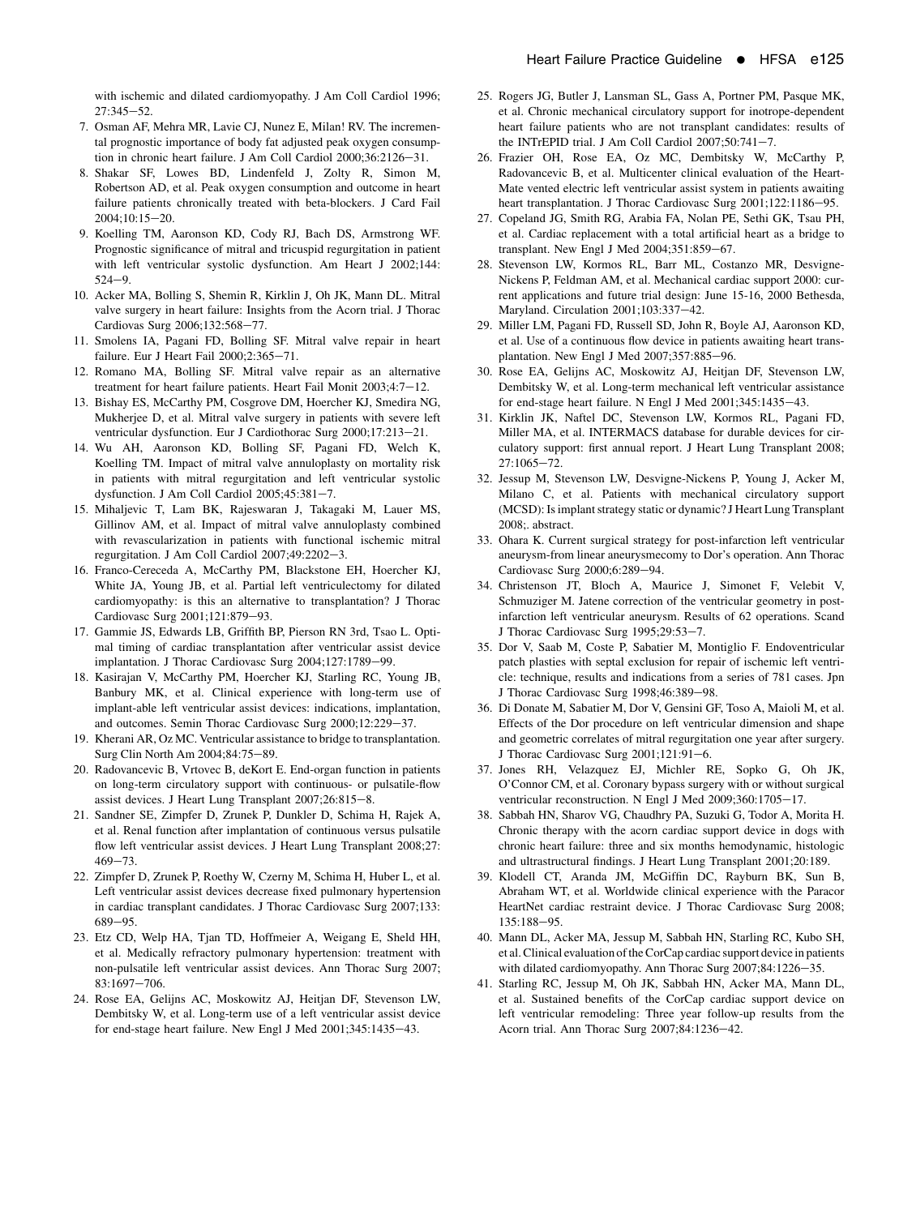with ischemic and dilated cardiomyopathy. J Am Coll Cardiol 1996; 27:345–52.

7. Osman AF, Mehra MR, Lavie CJ, Nunez E, Milan! RV. The incremental prognostic importance of body fat adjusted peak oxygen consumption in chronic heart failure. J Am Coll Cardiol 2000;36:2126–31.
8. Shakar SF, Lowes BD, Lindenfeld J, Zolty R, Simon M, Robertson AD, et al. Peak oxygen consumption and outcome in heart failure patients chronically treated with beta-blockers. J Card Fail 2004;10:15–20.
9. Koelling TM, Aaronson KD, Cody RJ, Bach DS, Armstrong WF. Prognostic significance of mitral and tricuspid regurgitation in patient with left ventricular systolic dysfunction. Am Heart J 2002;144: 524–9.
10. Acker MA, Bolling S, Shemin R, Kirklin J, Oh JK, Mann DL. Mitral valve surgery in heart failure: Insights from the Acorn trial. J Thorac Cardiovas Surg 2006;132:568–77.
11. Smolens IA, Pagani FD, Bolling SF. Mitral valve repair in heart failure. Eur J Heart Fail 2000;2:365–71.
12. Romano MA, Bolling SF. Mitral valve repair as an alternative treatment for heart failure patients. Heart Fail Monit 2003;4:7–12.
13. Bishay ES, McCarthy PM, Cosgrove DM, Hoercher KJ, Smedira NG, Mukherjee D, et al. Mitral valve surgery in patients with severe left ventricular dysfunction. Eur J Cardiothorac Surg 2000;17:213–21.
14. Wu AH, Aaronson KD, Bolling SF, Pagani FD, Welch K, Koelling TM. Impact of mitral valve annuloplasty on mortality risk in patients with mitral regurgitation and left ventricular systolic dysfunction. J Am Coll Cardiol 2005;45:381–7.
15. Mihaljevic T, Lam BK, Rajeswaran J, Takagaki M, Lauer MS, Gillinov AM, et al. Impact of mitral valve annuloplasty combined with revascularization in patients with functional ischemic mitral regurgitation. J Am Coll Cardiol 2007;49:2202–3.
16. Franco-Cereceda A, McCarthy PM, Blackstone EH, Hoercher KJ, White JA, Young JB, et al. Partial left ventriculectomy for dilated cardiomyopathy: is this an alternative to transplantation? J Thorac Cardiovasc Surg 2001;121:879–93.
17. Gammie JS, Edwards LB, Griffith BP, Pierson RN 3rd, Tsao L. Optimal timing of cardiac transplantation after ventricular assist device implantation. J Thorac Cardiovasc Surg 2004;127:1789–99.
18. Kasirajan V, McCarthy PM, Hoercher KJ, Starling RC, Young JB, Banbury MK, et al. Clinical experience with long-term use of implant-able left ventricular assist devices: indications, implantation, and outcomes. Semin Thorac Cardiovasc Surg 2000;12:229–37.
19. Kherani AR, Oz MC. Ventricular assistance to bridge to transplantation. Surg Clin North Am 2004;84:75–89.
20. Radovancevic B, Vrtovec B, deKort E. End-organ function in patients on long-term circulatory support with continuous- or pulsatile-flow assist devices. J Heart Lung Transplant 2007;26:815–8.
21. Sandner SE, Zimpfer D, Zrunek P, Dunkler D, Schima H, Rajek A, et al. Renal function after implantation of continuous versus pulsatile flow left ventricular assist devices. J Heart Lung Transplant 2008;27: 469–73.
22. Zimpfer D, Zrunek P, Roethy W, Czerny M, Schima H, Huber L, et al. Left ventricular assist devices decrease fixed pulmonary hypertension in cardiac transplant candidates. J Thorac Cardiovasc Surg 2007;133: 689–95.
23. Etz CD, Welp HA, Tjan TD, Hoffmeier A, Weigang E, Sheld HH, et al. Medically refractory pulmonary hypertension: treatment with non-pulsatile left ventricular assist devices. Ann Thorac Surg 2007; 83:1697–706.
24. Rose EA, Gelijns AC, Moskowitz AJ, Heitjan DF, Stevenson LW, Dembitsky W, et al. Long-term use of a left ventricular assist device for end-stage heart failure. New Engl J Med 2001;345:1435–43.
25. Rogers JG, Butler J, Lansman SL, Gass A, Portner PM, Pasque MK, et al. Chronic mechanical circulatory support for inotrope-dependent heart failure patients who are not transplant candidates: results of the INTrEPID trial. J Am Coll Cardiol 2007;50:741–7.
26. Frazier OH, Rose EA, Oz MC, Dembitsky W, McCarthy P, Radovancevic B, et al. Multicenter clinical evaluation of the HeartMate vented electric left ventricular assist system in patients awaiting heart transplantation. J Thorac Cardiovasc Surg 2001;122:1186–95.
27. Copeland JG, Smith RG, Arabia FA, Nolan PE, Sethi GK, Tsau PH, et al. Cardiac replacement with a total artificial heart as a bridge to transplant. New Engl J Med 2004;351:859–67.
28. Stevenson LW, Kormos RL, Barr ML, Costanzo MR, Desvigne-Nickens P, Feldman AM, et al. Mechanical cardiac support 2000: current applications and future trial design: June 15-16, 2000 Bethesda, Maryland. Circulation 2001;103:337–42.
29. Miller LM, Pagani FD, Russell SD, John R, Boyle AJ, Aaronson KD, et al. Use of a continuous flow device in patients awaiting heart transplantation. New Engl J Med 2007;357:885–96.
30. Rose EA, Gelijns AC, Moskowitz AJ, Heitjan DF, Stevenson LW, Dembitsky W, et al. Long-term mechanical left ventricular assistance for end-stage heart failure. N Engl J Med 2001;345:1435–43.
31. Kirklin JK, Naftel DC, Stevenson LW, Kormos RL, Pagani FD, Miller MA, et al. INTERMACS database for durable devices for circulatory support: first annual report. J Heart Lung Transplant 2008; 27:1065–72.
32. Jessup M, Stevenson LW, Desvigne-Nickens P, Young J, Acker M, Milano C, et al. Patients with mechanical circulatory support (MCSD): Is implant strategy static or dynamic? J Heart Lung Transplant 2008;. abstract.
33. Ohara K. Current surgical strategy for post-infarction left ventricular aneurysm-from linear aneurysmecomy to Dor's operation. Ann Thorac Cardiovasc Surg 2000;6:289–94.
34. Christenson JT, Bloch A, Maurice J, Simonet F, Velebit V, Schmuziger M. Jatene correction of the ventricular geometry in post-infarction left ventricular aneurysm. Results of 62 operations. Scand J Thorac Cardiovasc Surg 1995;29:53–7.
35. Dor V, Saab M, Coste P, Sabatier M, Montiglio F. Endoventricular patch plasties with septal exclusion for repair of ischemic left ventricle: technique, results and indications from a series of 781 cases. Jpn J Thorac Cardiovasc Surg 1998;46:389–98.
36. Di Donate M, Sabatier M, Dor V, Gensini GF, Toso A, Maioli M, et al. Effects of the Dor procedure on left ventricular dimension and shape and geometric correlates of mitral regurgitation one year after surgery. J Thorac Cardiovasc Surg 2001;121:91–6.
37. Jones RH, Velazquez EJ, Michler RE, Sopko G, Oh JK, O'Connor CM, et al. Coronary bypass surgery with or without surgical ventricular reconstruction. N Engl J Med 2009;360:1705–17.
38. Sabbah HN, Sharov VG, Chaudhry PA, Suzuki G, Todor A, Morita H. Chronic therapy with the acorn cardiac support device in dogs with chronic heart failure: three and six months hemodynamic, histologic and ultrastructural findings. J Heart Lung Transplant 2001;20:189.
39. Klodell CT, Aranda JM, McGiffin DC, Rayburn BK, Sun B, Abraham WT, et al. Worldwide clinical experience with the Paracor HeartNet cardiac restraint device. J Thorac Cardiovasc Surg 2008; 135:188–95.
40. Mann DL, Acker MA, Jessup M, Sabbah HN, Starling RC, Kubo SH, et al. Clinical evaluation of the CorCap cardiac support device in patients with dilated cardiomyopathy. Ann Thorac Surg 2007;84:1226–35.
41. Starling RC, Jessup M, Oh JK, Sabbah HN, Acker MA, Mann DL, et al. Sustained benefits of the CorCap cardiac support device on left ventricular remodeling: Three year follow-up results from the Acorn trial. Ann Thorac Surg 2007;84:1236–42.